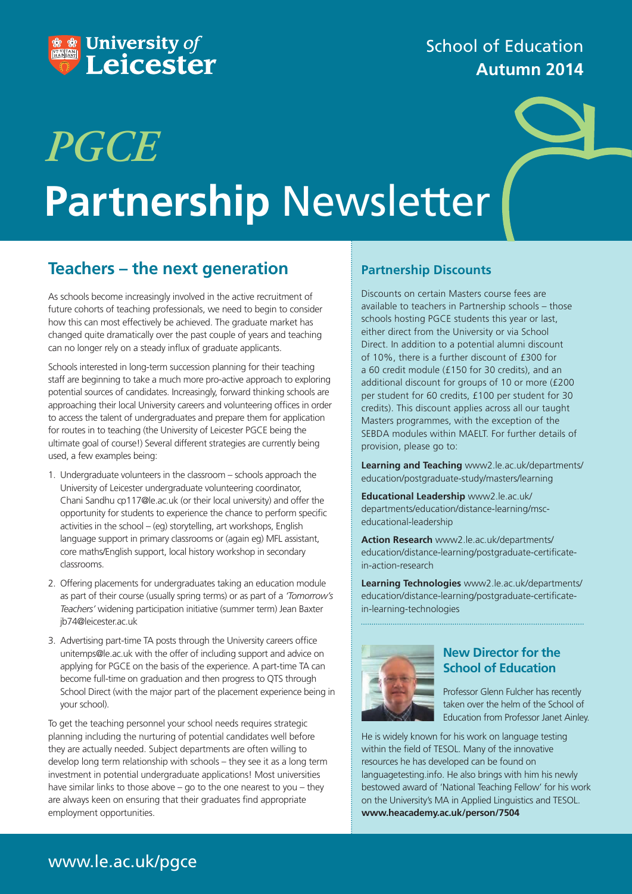University of Leicester

School of Education
**Autumn 2014**

# *PGCE* Partnership Newsletter

## Teachers – the next generation

As schools become increasingly involved in the active recruitment of future cohorts of teaching professionals, we need to begin to consider how this can most effectively be achieved. The graduate market has changed quite dramatically over the past couple of years and teaching can no longer rely on a steady influx of graduate applicants.

Schools interested in long-term succession planning for their teaching staff are beginning to take a much more pro-active approach to exploring potential sources of candidates. Increasingly, forward thinking schools are approaching their local University careers and volunteering offices in order to access the talent of undergraduates and prepare them for application for routes in to teaching (the University of Leicester PGCE being the ultimate goal of course!) Several different strategies are currently being used, a few examples being:

1. Undergraduate volunteers in the classroom – schools approach the University of Leicester undergraduate volunteering coordinator, Chani Sandhu cp117@le.ac.uk (or their local university) and offer the opportunity for students to experience the chance to perform specific activities in the school – (eg) storytelling, art workshops, English language support in primary classrooms or (again eg) MFL assistant, core maths/English support, local history workshop in secondary classrooms.
2. Offering placements for undergraduates taking an education module as part of their course (usually spring terms) or as part of a *'Tomorrow's Teachers'* widening participation initiative (summer term) Jean Baxter jb74@leicester.ac.uk
3. Advertising part-time TA posts through the University careers office unitemps@le.ac.uk with the offer of including support and advice on applying for PGCE on the basis of the experience. A part-time TA can become full-time on graduation and then progress to QTS through School Direct (with the major part of the placement experience being in your school).

To get the teaching personnel your school needs requires strategic planning including the nurturing of potential candidates well before they are actually needed. Subject departments are often willing to develop long term relationship with schools – they see it as a long term investment in potential undergraduate applications! Most universities have similar links to those above – go to the one nearest to you – they are always keen on ensuring that their graduates find appropriate employment opportunities.

### Partnership Discounts

Discounts on certain Masters course fees are available to teachers in Partnership schools – those schools hosting PGCE students this year or last, either direct from the University or via School Direct. In addition to a potential alumni discount of 10%, there is a further discount of £300 for a 60 credit module (£150 for 30 credits), and an additional discount for groups of 10 or more (£200 per student for 60 credits, £100 per student for 30 credits). This discount applies across all our taught Masters programmes, with the exception of the SEBDA modules within MAELT. For further details of provision, please go to:

**Learning and Teaching** www2.le.ac.uk/departments/education/postgraduate-study/masters/learning

**Educational Leadership** www2.le.ac.uk/departments/education/distance-learning/msc-educational-leadership

**Action Research** www2.le.ac.uk/departments/education/distance-learning/postgraduate-certificate-in-action-research

**Learning Technologies** www2.le.ac.uk/departments/education/distance-learning/postgraduate-certificate-in-learning-technologies

### New Director for the School of Education

Professor Glenn Fulcher has recently taken over the helm of the School of Education from Professor Janet Ainley.

He is widely known for his work on language testing within the field of TESOL. Many of the innovative resources he has developed can be found on languagetesting.info. He also brings with him his newly bestowed award of 'National Teaching Fellow' for his work on the University's MA in Applied Linguistics and TESOL. **www.heacademy.ac.uk/person/7504**

www.le.ac.uk/pgce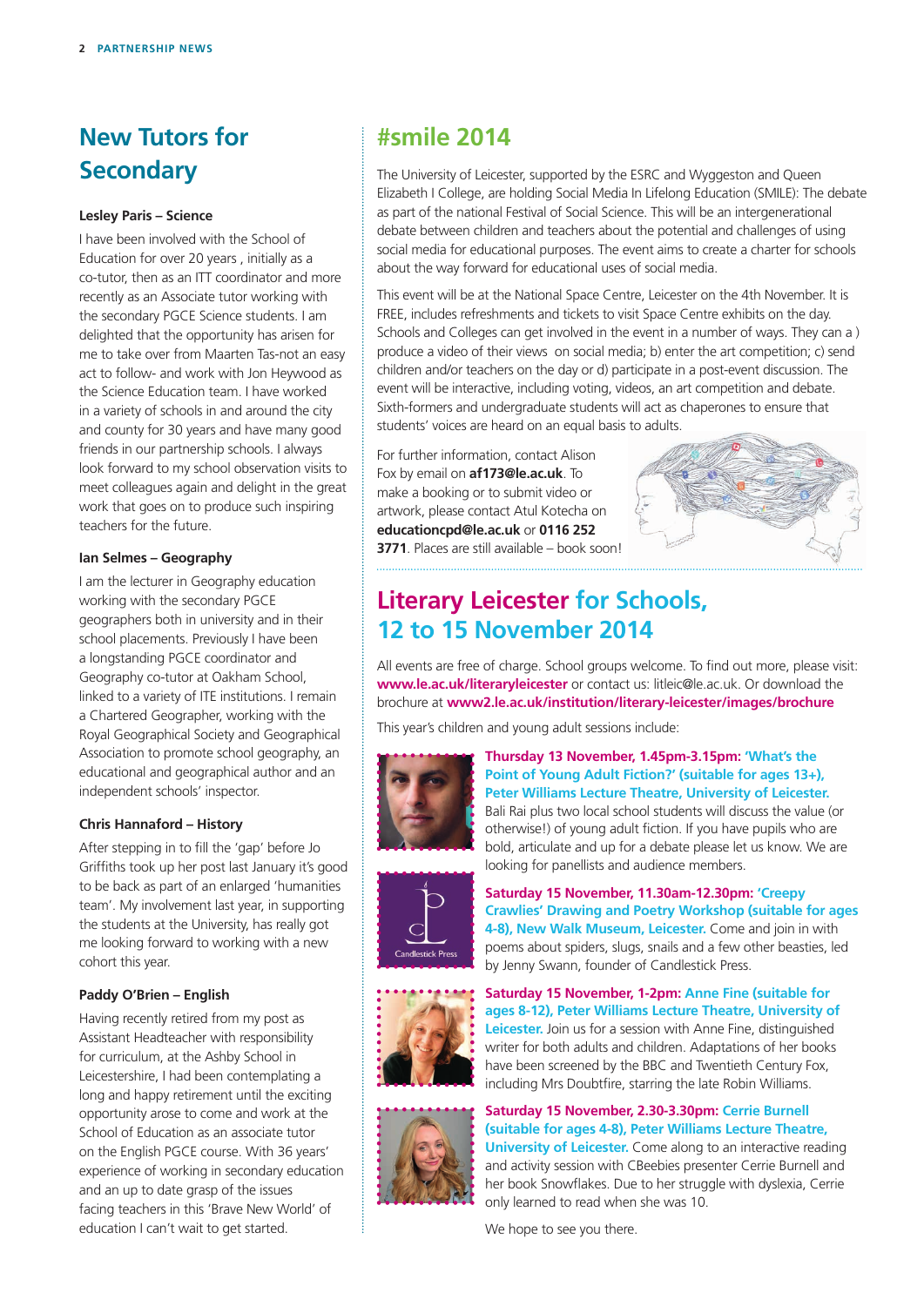## New Tutors for Secondary

### Lesley Paris – Science

I have been involved with the School of Education for over 20 years , initially as a co-tutor, then as an ITT coordinator and more recently as an Associate tutor working with the secondary PGCE Science students. I am delighted that the opportunity has arisen for me to take over from Maarten Tas-not an easy act to follow- and work with Jon Heywood as the Science Education team. I have worked in a variety of schools in and around the city and county for 30 years and have many good friends in our partnership schools. I always look forward to my school observation visits to meet colleagues again and delight in the great work that goes on to produce such inspiring teachers for the future.

### Ian Selmes – Geography

I am the lecturer in Geography education working with the secondary PGCE geographers both in university and in their school placements. Previously I have been a longstanding PGCE coordinator and Geography co-tutor at Oakham School, linked to a variety of ITE institutions. I remain a Chartered Geographer, working with the Royal Geographical Society and Geographical Association to promote school geography, an educational and geographical author and an independent schools' inspector.

### Chris Hannaford – History

After stepping in to fill the 'gap' before Jo Griffiths took up her post last January it's good to be back as part of an enlarged 'humanities team'. My involvement last year, in supporting the students at the University, has really got me looking forward to working with a new cohort this year.

### Paddy O'Brien – English

Having recently retired from my post as Assistant Headteacher with responsibility for curriculum, at the Ashby School in Leicestershire, I had been contemplating a long and happy retirement until the exciting opportunity arose to come and work at the School of Education as an associate tutor on the English PGCE course. With 36 years' experience of working in secondary education and an up to date grasp of the issues facing teachers in this 'Brave New World' of education I can't wait to get started.

## #smile 2014

The University of Leicester, supported by the ESRC and Wyggeston and Queen Elizabeth I College, are holding Social Media In Lifelong Education (SMILE): The debate as part of the national Festival of Social Science. This will be an intergenerational debate between children and teachers about the potential and challenges of using social media for educational purposes. The event aims to create a charter for schools about the way forward for educational uses of social media.

This event will be at the National Space Centre, Leicester on the 4th November. It is FREE, includes refreshments and tickets to visit Space Centre exhibits on the day. Schools and Colleges can get involved in the event in a number of ways. They can a ) produce a video of their views on social media; b) enter the art competition; c) send children and/or teachers on the day or d) participate in a post-event discussion. The event will be interactive, including voting, videos, an art competition and debate. Sixth-formers and undergraduate students will act as chaperones to ensure that students' voices are heard on an equal basis to adults.

For further information, contact Alison Fox by email on **af173@le.ac.uk**. To make a booking or to submit video or artwork, please contact Atul Kotecha on **educationcpd@le.ac.uk** or **0116 252 3771**. Places are still available – book soon!

## Literary Leicester for Schools, 12 to 15 November 2014

All events are free of charge. School groups welcome. To find out more, please visit: **www.le.ac.uk/literaryleicester** or contact us: litleic@le.ac.uk. Or download the brochure at **www2.le.ac.uk/institution/literary-leicester/images/brochure**

This year's children and young adult sessions include:

**Thursday 13 November, 1.45pm-3.15pm: 'What's the Point of Young Adult Fiction?' (suitable for ages 13+), Peter Williams Lecture Theatre, University of Leicester.** Bali Rai plus two local school students will discuss the value (or otherwise!) of young adult fiction. If you have pupils who are bold, articulate and up for a debate please let us know. We are looking for panellists and audience members.

Candlestick Press

**Saturday 15 November, 11.30am-12.30pm: 'Creepy Crawlies' Drawing and Poetry Workshop (suitable for ages 4-8), New Walk Museum, Leicester.** Come and join in with poems about spiders, slugs, snails and a few other beasties, led by Jenny Swann, founder of Candlestick Press.

**Saturday 15 November, 1-2pm: Anne Fine (suitable for ages 8-12), Peter Williams Lecture Theatre, University of Leicester.** Join us for a session with Anne Fine, distinguished writer for both adults and children. Adaptations of her books have been screened by the BBC and Twentieth Century Fox, including Mrs Doubtfire, starring the late Robin Williams.

**Saturday 15 November, 2.30-3.30pm: Cerrie Burnell (suitable for ages 4-8), Peter Williams Lecture Theatre, University of Leicester.** Come along to an interactive reading and activity session with CBeebies presenter Cerrie Burnell and her book Snowflakes. Due to her struggle with dyslexia, Cerrie only learned to read when she was 10.

We hope to see you there.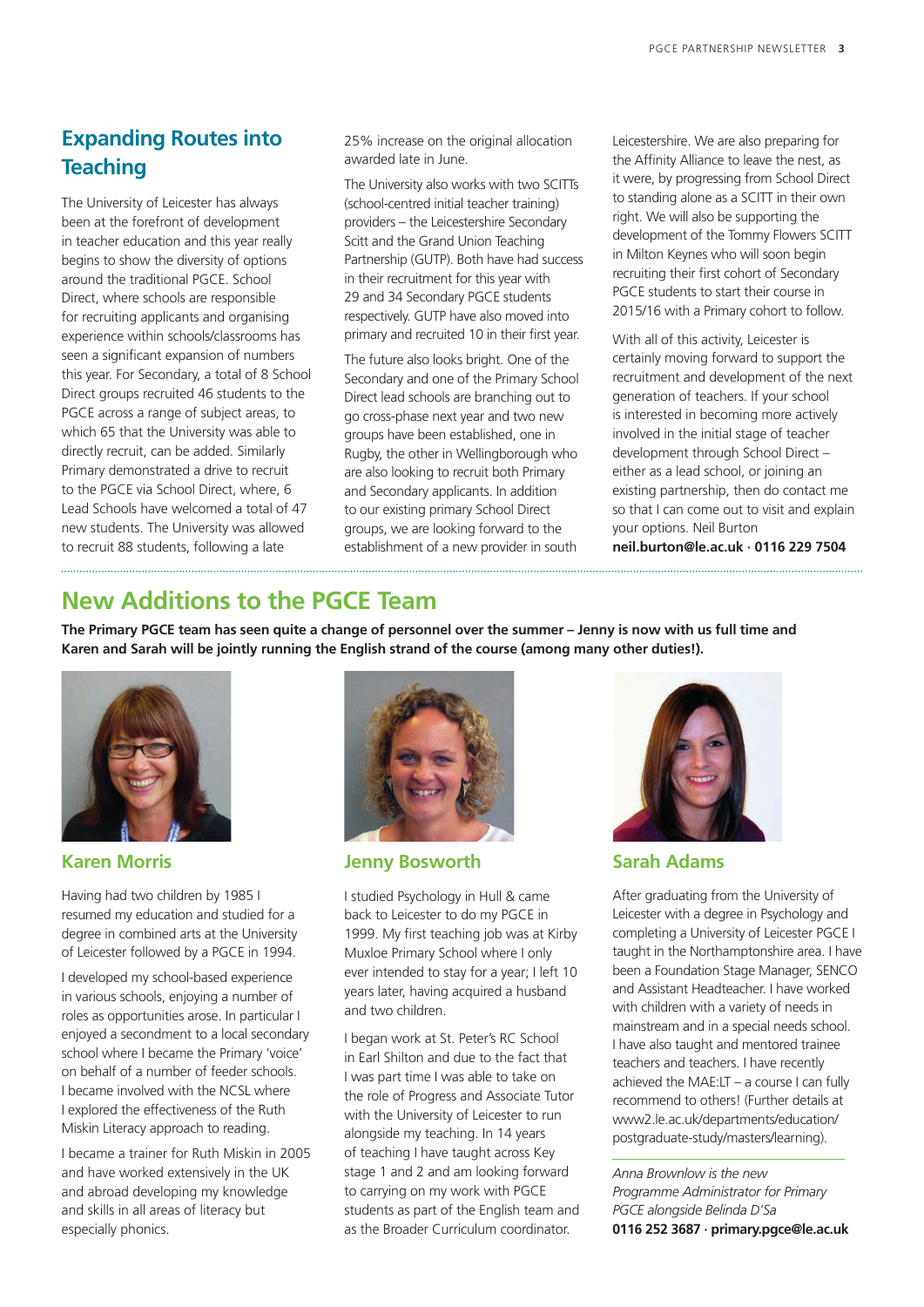## Expanding Routes into Teaching

The University of Leicester has always been at the forefront of development in teacher education and this year really begins to show the diversity of options around the traditional PGCE. School Direct, where schools are responsible for recruiting applicants and organising experience within schools/classrooms has seen a significant expansion of numbers this year. For Secondary, a total of 8 School Direct groups recruited 46 students to the PGCE across a range of subject areas, to which 65 that the University was able to directly recruit, can be added. Similarly Primary demonstrated a drive to recruit to the PGCE via School Direct, where, 6 Lead Schools have welcomed a total of 47 new students. The University was allowed to recruit 88 students, following a late 25% increase on the original allocation awarded late in June.

The University also works with two SCITTs (school-centred initial teacher training) providers – the Leicestershire Secondary Scitt and the Grand Union Teaching Partnership (GUTP). Both have had success in their recruitment for this year with 29 and 34 Secondary PGCE students respectively. GUTP have also moved into primary and recruited 10 in their first year.

The future also looks bright. One of the Secondary and one of the Primary School Direct lead schools are branching out to go cross-phase next year and two new groups have been established, one in Rugby, the other in Wellingborough who are also looking to recruit both Primary and Secondary applicants. In addition to our existing primary School Direct groups, we are looking forward to the establishment of a new provider in south Leicestershire. We are also preparing for the Affinity Alliance to leave the nest, as it were, by progressing from School Direct to standing alone as a SCITT in their own right. We will also be supporting the development of the Tommy Flowers SCITT in Milton Keynes who will soon begin recruiting their first cohort of Secondary PGCE students to start their course in 2015/16 with a Primary cohort to follow.

With all of this activity, Leicester is certainly moving forward to support the recruitment and development of the next generation of teachers. If your school is interested in becoming more actively involved in the initial stage of teacher development through School Direct – either as a lead school, or joining an existing partnership, then do contact me so that I can come out to visit and explain your options. Neil Burton
**neil.burton@le.ac.uk · 0116 229 7504**

## New Additions to the PGCE Team

**The Primary PGCE team has seen quite a change of personnel over the summer – Jenny is now with us full time and Karen and Sarah will be jointly running the English strand of the course (among many other duties!).**

### Karen Morris

Having had two children by 1985 I resumed my education and studied for a degree in combined arts at the University of Leicester followed by a PGCE in 1994.

I developed my school-based experience in various schools, enjoying a number of roles as opportunities arose. In particular I enjoyed a secondment to a local secondary school where I became the Primary 'voice' on behalf of a number of feeder schools. I became involved with the NCSL where I explored the effectiveness of the Ruth Miskin Literacy approach to reading.

I became a trainer for Ruth Miskin in 2005 and have worked extensively in the UK and abroad developing my knowledge and skills in all areas of literacy but especially phonics.

### Jenny Bosworth

I studied Psychology in Hull & came back to Leicester to do my PGCE in 1999. My first teaching job was at Kirby Muxloe Primary School where I only ever intended to stay for a year; I left 10 years later, having acquired a husband and two children.

I began work at St. Peter's RC School in Earl Shilton and due to the fact that I was part time I was able to take on the role of Progress and Associate Tutor with the University of Leicester to run alongside my teaching. In 14 years of teaching I have taught across Key stage 1 and 2 and am looking forward to carrying on my work with PGCE students as part of the English team and as the Broader Curriculum coordinator.

### Sarah Adams

After graduating from the University of Leicester with a degree in Psychology and completing a University of Leicester PGCE I taught in the Northamptonshire area. I have been a Foundation Stage Manager, SENCO and Assistant Headteacher. I have worked with children with a variety of needs in mainstream and in a special needs school. I have also taught and mentored trainee teachers and teachers. I have recently achieved the MAE:LT – a course I can fully recommend to others! (Further details at www2.le.ac.uk/departments/education/postgraduate-study/masters/learning).

*Anna Brownlow is the new Programme Administrator for Primary PGCE alongside Belinda D'Sa*
**0116 252 3687 · primary.pgce@le.ac.uk**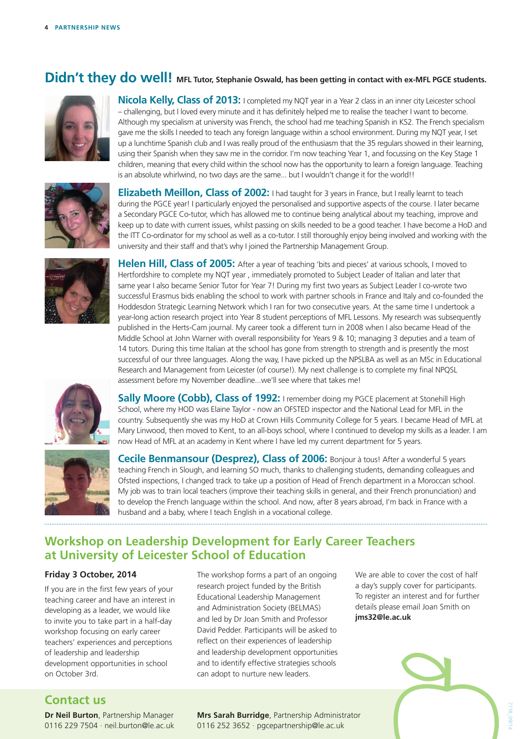# Didn't they do well! MFL Tutor, Stephanie Oswald, has been getting in contact with ex-MFL PGCE students.

**Nicola Kelly, Class of 2013:** I completed my NQT year in a Year 2 class in an inner city Leicester school – challenging, but I loved every minute and it has definitely helped me to realise the teacher I want to become. Although my specialism at university was French, the school had me teaching Spanish in KS2. The French specialism gave me the skills I needed to teach any foreign language within a school environment. During my NQT year, I set up a lunchtime Spanish club and I was really proud of the enthusiasm that the 35 regulars showed in their learning, using their Spanish when they saw me in the corridor. I'm now teaching Year 1, and focussing on the Key Stage 1 children, meaning that every child within the school now has the opportunity to learn a foreign language. Teaching is an absolute whirlwind, no two days are the same... but I wouldn't change it for the world!!

**Elizabeth Meillon, Class of 2002:** I had taught for 3 years in France, but I really learnt to teach during the PGCE year! I particularly enjoyed the personalised and supportive aspects of the course. I later became a Secondary PGCE Co-tutor, which has allowed me to continue being analytical about my teaching, improve and keep up to date with current issues, whilst passing on skills needed to be a good teacher. I have become a HoD and the ITT Co-ordinator for my school as well as a co-tutor. I still thoroughly enjoy being involved and working with the university and their staff and that's why I joined the Partnership Management Group.

**Helen Hill, Class of 2005:** After a year of teaching 'bits and pieces' at various schools, I moved to Hertfordshire to complete my NQT year , immediately promoted to Subject Leader of Italian and later that same year I also became Senior Tutor for Year 7! During my first two years as Subject Leader I co-wrote two successful Erasmus bids enabling the school to work with partner schools in France and Italy and co-founded the Hoddesdon Strategic Learning Network which I ran for two consecutive years. At the same time I undertook a year-long action research project into Year 8 student perceptions of MFL Lessons. My research was subsequently published in the Herts-Cam journal. My career took a different turn in 2008 when I also became Head of the Middle School at John Warner with overall responsibility for Years 9 & 10; managing 3 deputies and a team of 14 tutors. During this time Italian at the school has gone from strength to strength and is presently the most successful of our three languages. Along the way, I have picked up the NPSLBA as well as an MSc in Educational Research and Management from Leicester (of course!). My next challenge is to complete my final NPQSL assessment before my November deadline...we'll see where that takes me!

**Sally Moore (Cobb), Class of 1992:** I remember doing my PGCE placement at Stonehill High School, where my HOD was Elaine Taylor - now an OFSTED inspector and the National Lead for MFL in the country. Subsequently she was my HoD at Crown Hills Community College for 5 years. I became Head of MFL at Mary Linwood, then moved to Kent, to an all-boys school, where I continued to develop my skills as a leader. I am now Head of MFL at an academy in Kent where I have led my current department for 5 years.

**Cecile Benmansour (Desprez), Class of 2006:** Bonjour à tous! After a wonderful 5 years teaching French in Slough, and learning SO much, thanks to challenging students, demanding colleagues and Ofsted inspections, I changed track to take up a position of Head of French department in a Moroccan school. My job was to train local teachers (improve their teaching skills in general, and their French pronunciation) and to develop the French language within the school. And now, after 8 years abroad, I'm back in France with a husband and a baby, where I teach English in a vocational college.

## Workshop on Leadership Development for Early Career Teachers at University of Leicester School of Education

**Friday 3 October, 2014**

If you are in the first few years of your teaching career and have an interest in developing as a leader, we would like to invite you to take part in a half-day workshop focusing on early career teachers' experiences and perceptions of leadership and leadership development opportunities in school on October 3rd.

The workshop forms a part of an ongoing research project funded by the British Educational Leadership Management and Administration Society (BELMAS) and led by Dr Joan Smith and Professor David Pedder. Participants will be asked to reflect on their experiences of leadership and leadership development opportunities and to identify effective strategies schools can adopt to nurture new leaders.

We are able to cover the cost of half a day's supply cover for participants. To register an interest and for further details please email Joan Smith on **jms32@le.ac.uk**

## Contact us

**Dr Neil Burton**, Partnership Manager
0116 229 7504 · neil.burton@le.ac.uk

**Mrs Sarah Burridge**, Partnership Administrator
0116 252 3652 · pgcepartnership@le.ac.uk